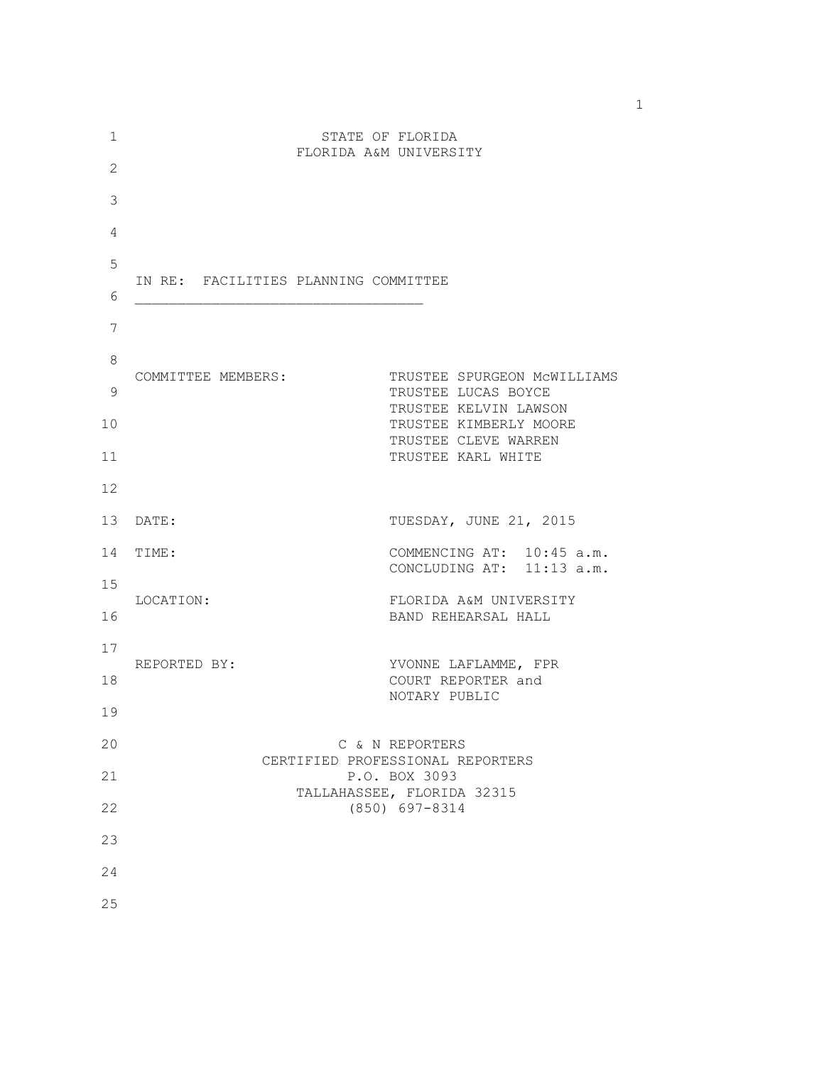STATE OF FLORIDA
FLORIDA A&M UNIVERSITY

IN RE: FACILITIES PLANNING COMMITTEE

---

COMMITTEE MEMBERS: TRUSTEE SPURGEON McWILLIAMS
TRUSTEE LUCAS BOYCE
TRUSTEE KELVIN LAWSON
TRUSTEE KIMBERLY MOORE
TRUSTEE CLEVE WARREN
TRUSTEE KARL WHITE

DATE: TUESDAY, JUNE 21, 2015

TIME: COMMENCING AT: 10:45 a.m.
CONCLUDING AT: 11:13 a.m.

LOCATION: FLORIDA A&M UNIVERSITY
BAND REHEARSAL HALL

REPORTED BY: YVONNE LAFLAMME, FPR
COURT REPORTER and
NOTARY PUBLIC

C & N REPORTERS
CERTIFIED PROFESSIONAL REPORTERS
P.O. BOX 3093
TALLAHASSEE, FLORIDA 32315
(850) 697-8314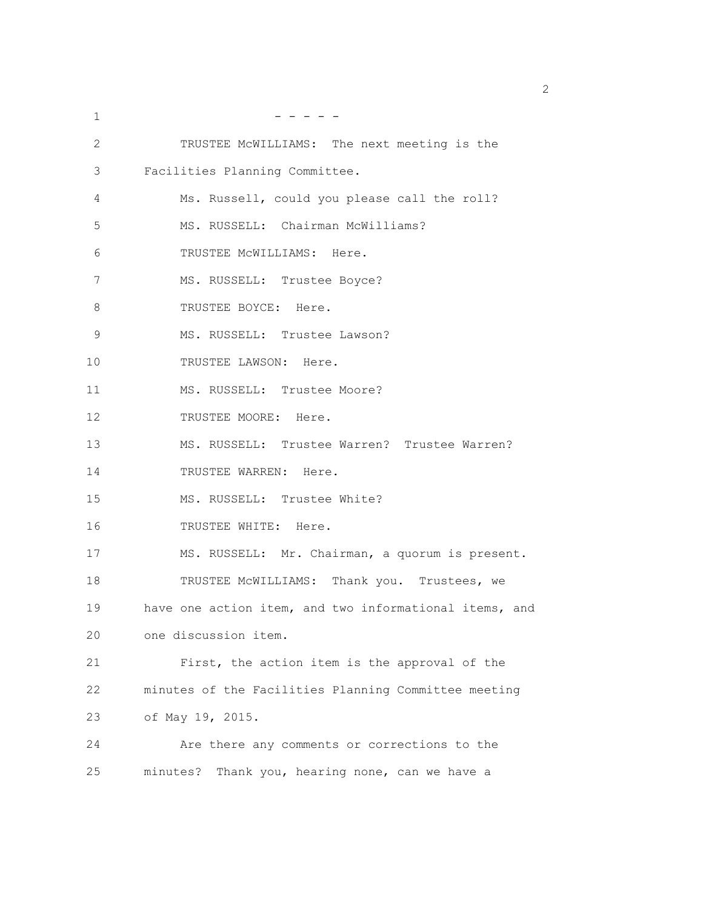- - - - -

TRUSTEE McWILLIAMS: The next meeting is the Facilities Planning Committee.

Ms. Russell, could you please call the roll?

MS. RUSSELL: Chairman McWilliams?

TRUSTEE McWILLIAMS: Here.

MS. RUSSELL: Trustee Boyce?

TRUSTEE BOYCE: Here.

MS. RUSSELL: Trustee Lawson?

TRUSTEE LAWSON: Here.

MS. RUSSELL: Trustee Moore?

TRUSTEE MOORE: Here.

MS. RUSSELL: Trustee Warren? Trustee Warren?

TRUSTEE WARREN: Here.

MS. RUSSELL: Trustee White?

TRUSTEE WHITE: Here.

MS. RUSSELL: Mr. Chairman, a quorum is present.

TRUSTEE McWILLIAMS: Thank you. Trustees, we have one action item, and two informational items, and one discussion item.

First, the action item is the approval of the minutes of the Facilities Planning Committee meeting of May 19, 2015.

Are there any comments or corrections to the minutes? Thank you, hearing none, can we have a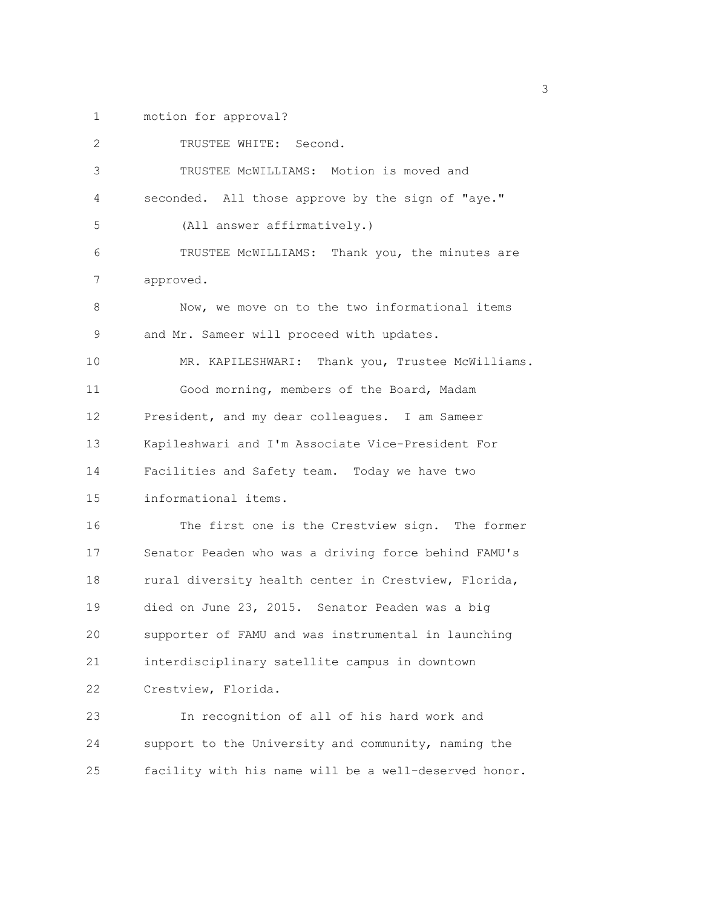motion for approval?

TRUSTEE WHITE: Second.

TRUSTEE McWILLIAMS: Motion is moved and seconded. All those approve by the sign of "aye."

(All answer affirmatively.)

TRUSTEE McWILLIAMS: Thank you, the minutes are approved.

Now, we move on to the two informational items and Mr. Sameer will proceed with updates.

MR. KAPILESHWARI: Thank you, Trustee McWilliams.

Good morning, members of the Board, Madam President, and my dear colleagues. I am Sameer Kapileshwari and I'm Associate Vice-President For Facilities and Safety team. Today we have two informational items.

The first one is the Crestview sign. The former Senator Peaden who was a driving force behind FAMU's rural diversity health center in Crestview, Florida, died on June 23, 2015. Senator Peaden was a big supporter of FAMU and was instrumental in launching interdisciplinary satellite campus in downtown Crestview, Florida.

In recognition of all of his hard work and support to the University and community, naming the facility with his name will be a well-deserved honor.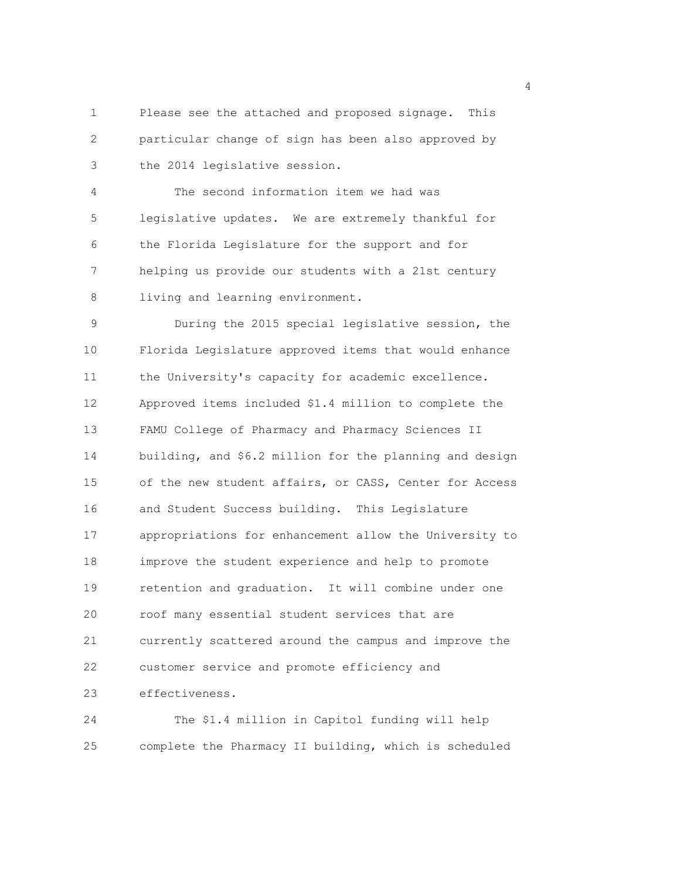Please see the attached and proposed signage. This particular change of sign has been also approved by the 2014 legislative session.

The second information item we had was legislative updates. We are extremely thankful for the Florida Legislature for the support and for helping us provide our students with a 21st century living and learning environment.

During the 2015 special legislative session, the Florida Legislature approved items that would enhance the University's capacity for academic excellence. Approved items included $1.4 million to complete the FAMU College of Pharmacy and Pharmacy Sciences II building, and $6.2 million for the planning and design of the new student affairs, or CASS, Center for Access and Student Success building. This Legislature appropriations for enhancement allow the University to improve the student experience and help to promote retention and graduation. It will combine under one roof many essential student services that are currently scattered around the campus and improve the customer service and promote efficiency and effectiveness.

The $1.4 million in Capitol funding will help complete the Pharmacy II building, which is scheduled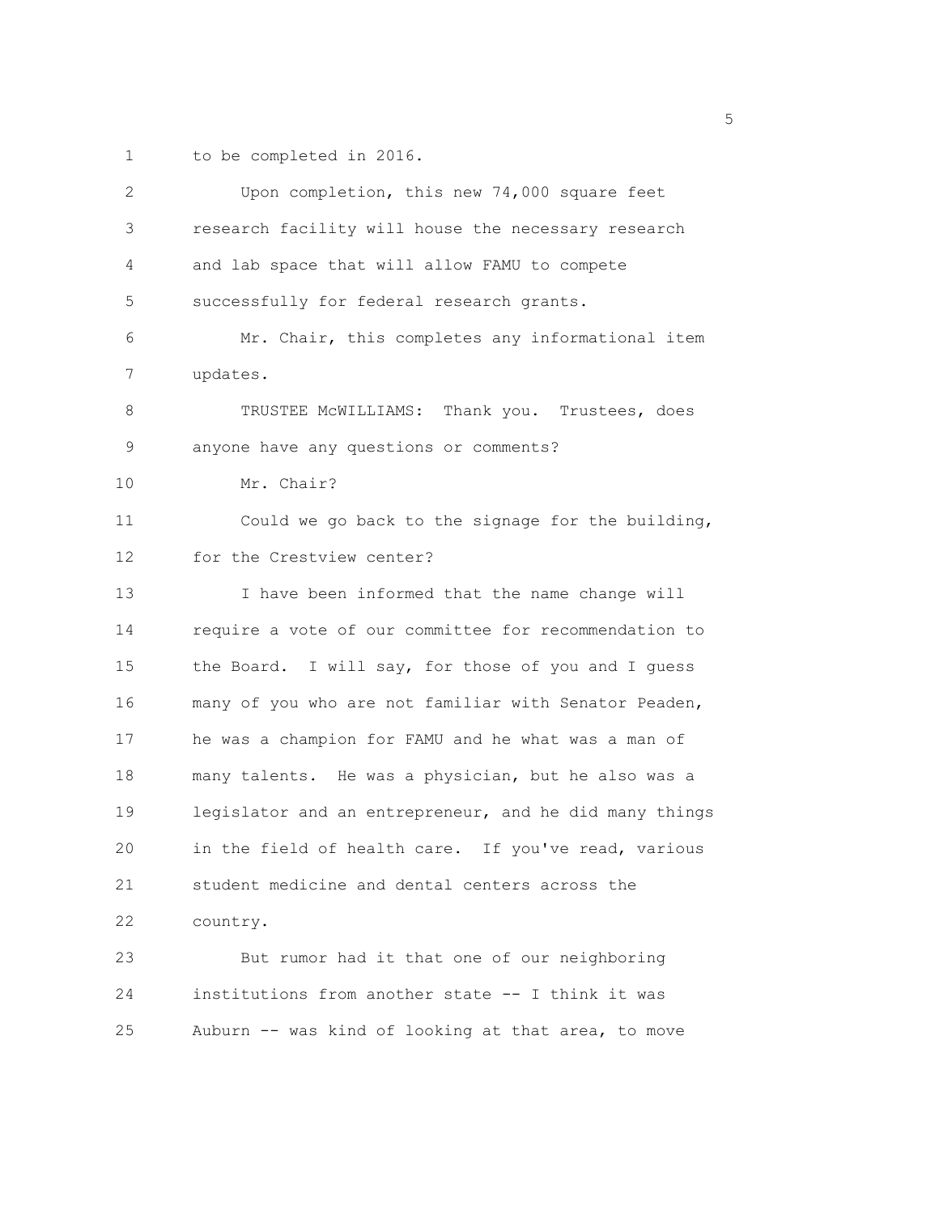to be completed in 2016.

Upon completion, this new 74,000 square feet research facility will house the necessary research and lab space that will allow FAMU to compete successfully for federal research grants.

Mr. Chair, this completes any informational item updates.

TRUSTEE McWILLIAMS: Thank you. Trustees, does anyone have any questions or comments?

Mr. Chair?

Could we go back to the signage for the building, for the Crestview center?

I have been informed that the name change will require a vote of our committee for recommendation to the Board. I will say, for those of you and I guess many of you who are not familiar with Senator Peaden, he was a champion for FAMU and he what was a man of many talents. He was a physician, but he also was a legislator and an entrepreneur, and he did many things in the field of health care. If you've read, various student medicine and dental centers across the country.

But rumor had it that one of our neighboring institutions from another state -- I think it was Auburn -- was kind of looking at that area, to move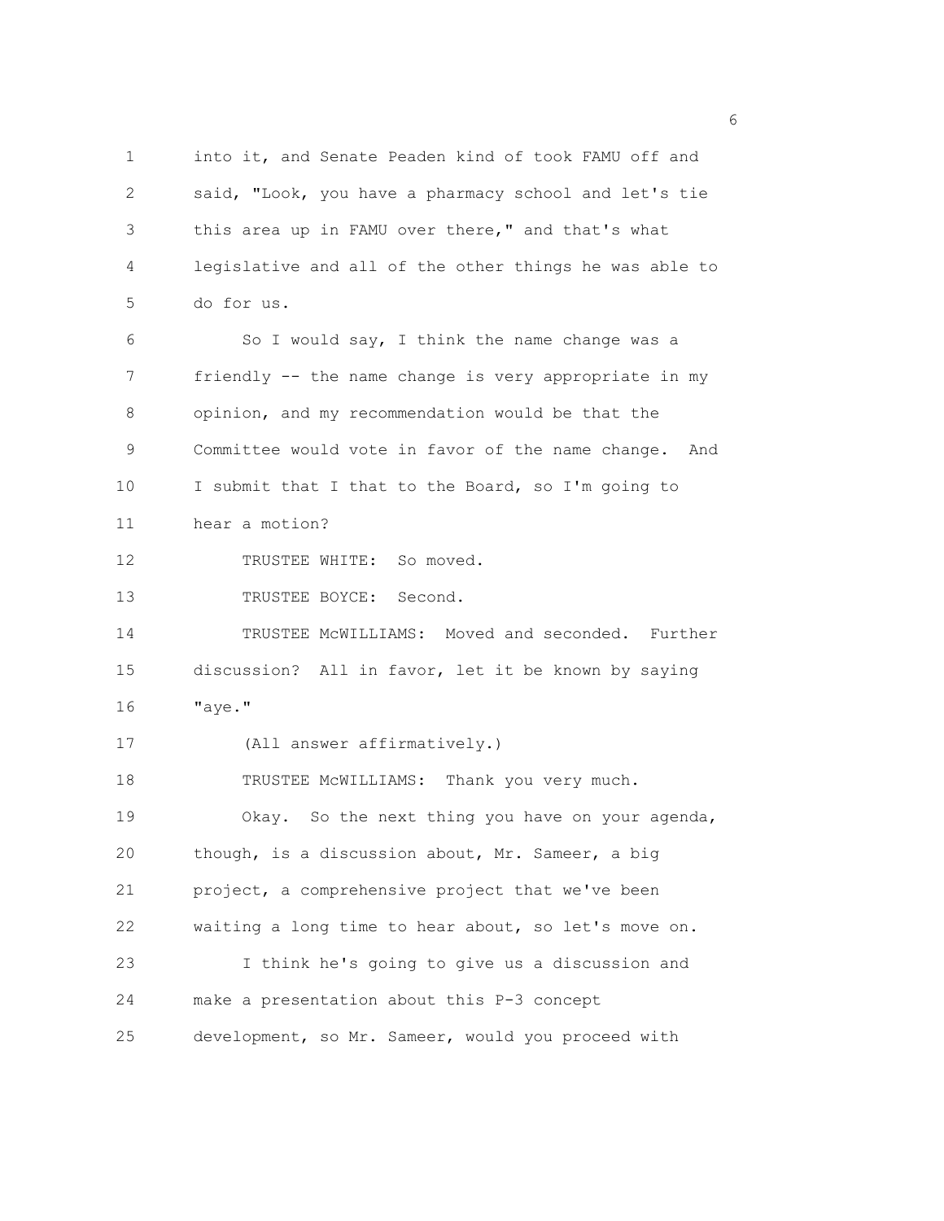into it, and Senate Peaden kind of took FAMU off and said, "Look, you have a pharmacy school and let's tie this area up in FAMU over there," and that's what legislative and all of the other things he was able to do for us.

So I would say, I think the name change was a friendly -- the name change is very appropriate in my opinion, and my recommendation would be that the Committee would vote in favor of the name change. And I submit that I that to the Board, so I'm going to hear a motion?

TRUSTEE WHITE: So moved.

TRUSTEE BOYCE: Second.

TRUSTEE McWILLIAMS: Moved and seconded. Further discussion? All in favor, let it be known by saying "aye."

(All answer affirmatively.)

TRUSTEE McWILLIAMS: Thank you very much.

Okay. So the next thing you have on your agenda, though, is a discussion about, Mr. Sameer, a big project, a comprehensive project that we've been waiting a long time to hear about, so let's move on.

I think he's going to give us a discussion and make a presentation about this P-3 concept development, so Mr. Sameer, would you proceed with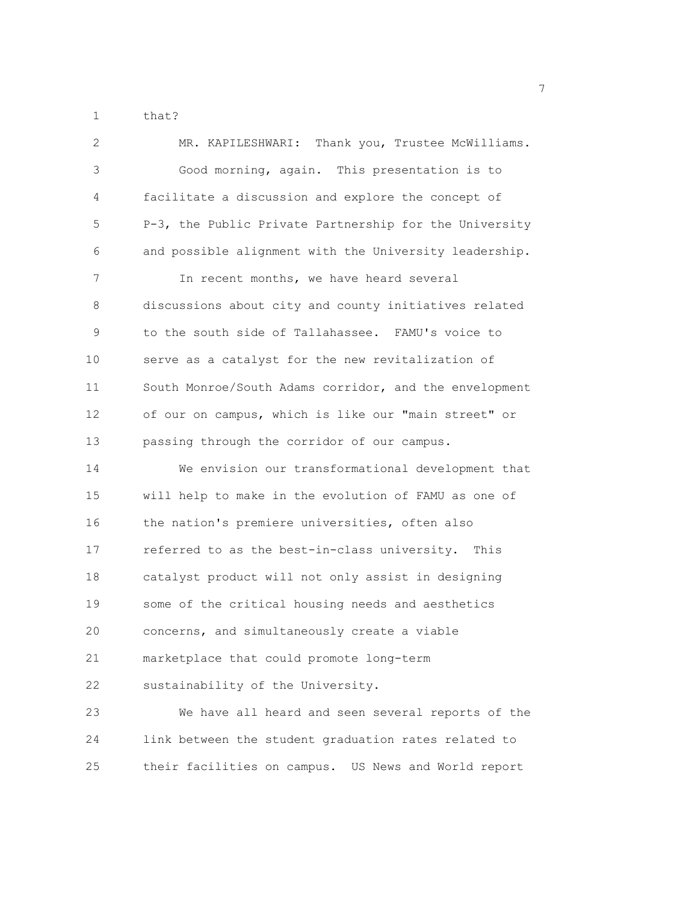that?

MR. KAPILESHWARI: Thank you, Trustee McWilliams. Good morning, again. This presentation is to facilitate a discussion and explore the concept of P-3, the Public Private Partnership for the University and possible alignment with the University leadership.

In recent months, we have heard several discussions about city and county initiatives related to the south side of Tallahassee. FAMU's voice to serve as a catalyst for the new revitalization of South Monroe/South Adams corridor, and the envelopment of our on campus, which is like our "main street" or passing through the corridor of our campus.

We envision our transformational development that will help to make in the evolution of FAMU as one of the nation's premiere universities, often also referred to as the best-in-class university. This catalyst product will not only assist in designing some of the critical housing needs and aesthetics concerns, and simultaneously create a viable marketplace that could promote long-term sustainability of the University.

We have all heard and seen several reports of the link between the student graduation rates related to their facilities on campus. US News and World report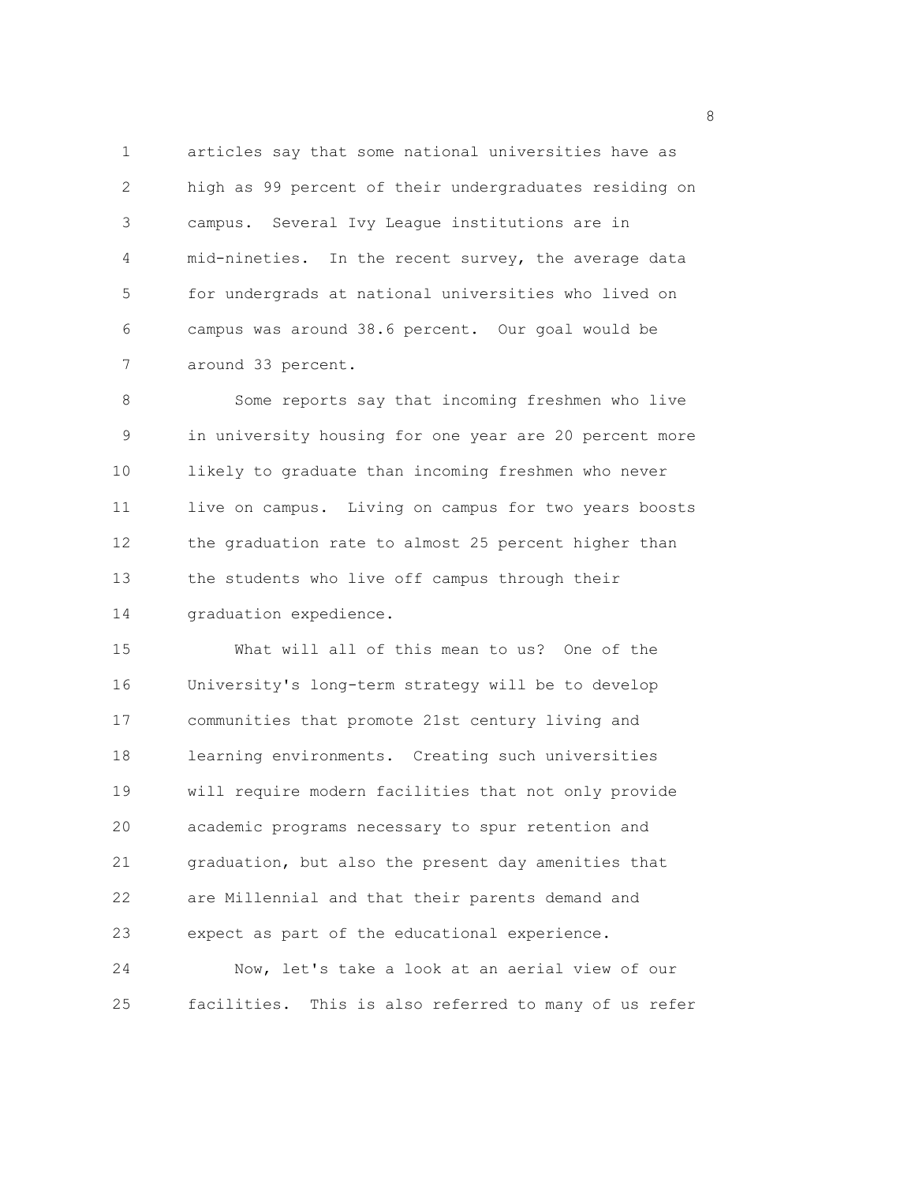articles say that some national universities have as high as 99 percent of their undergraduates residing on campus. Several Ivy League institutions are in mid-nineties. In the recent survey, the average data for undergrads at national universities who lived on campus was around 38.6 percent. Our goal would be around 33 percent.

Some reports say that incoming freshmen who live in university housing for one year are 20 percent more likely to graduate than incoming freshmen who never live on campus. Living on campus for two years boosts the graduation rate to almost 25 percent higher than the students who live off campus through their graduation expedience.

What will all of this mean to us? One of the University's long-term strategy will be to develop communities that promote 21st century living and learning environments. Creating such universities will require modern facilities that not only provide academic programs necessary to spur retention and graduation, but also the present day amenities that are Millennial and that their parents demand and expect as part of the educational experience.

Now, let's take a look at an aerial view of our facilities. This is also referred to many of us refer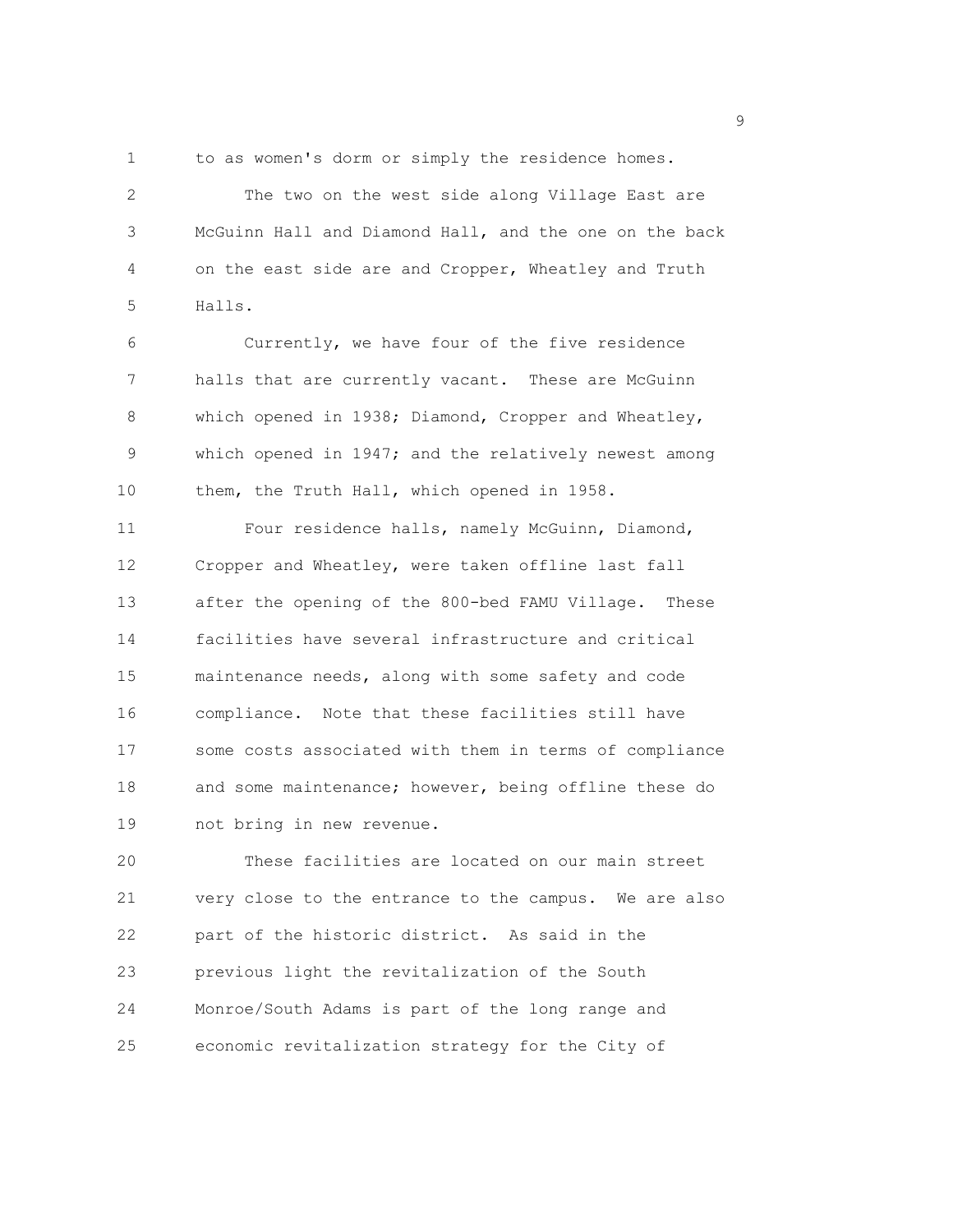to as women's dorm or simply the residence homes.

The two on the west side along Village East are McGuinn Hall and Diamond Hall, and the one on the back on the east side are and Cropper, Wheatley and Truth Halls.

Currently, we have four of the five residence halls that are currently vacant. These are McGuinn which opened in 1938; Diamond, Cropper and Wheatley, which opened in 1947; and the relatively newest among them, the Truth Hall, which opened in 1958.

Four residence halls, namely McGuinn, Diamond, Cropper and Wheatley, were taken offline last fall after the opening of the 800-bed FAMU Village. These facilities have several infrastructure and critical maintenance needs, along with some safety and code compliance. Note that these facilities still have some costs associated with them in terms of compliance and some maintenance; however, being offline these do not bring in new revenue.

These facilities are located on our main street very close to the entrance to the campus. We are also part of the historic district. As said in the previous light the revitalization of the South Monroe/South Adams is part of the long range and economic revitalization strategy for the City of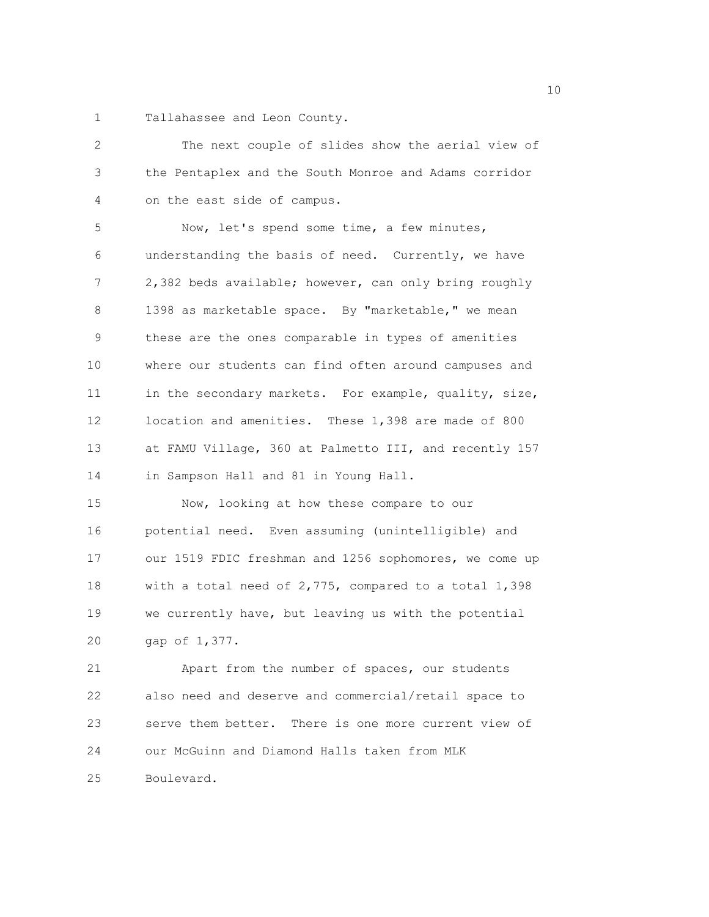Tallahassee and Leon County.

The next couple of slides show the aerial view of the Pentaplex and the South Monroe and Adams corridor on the east side of campus.

Now, let's spend some time, a few minutes, understanding the basis of need. Currently, we have 2,382 beds available; however, can only bring roughly 1398 as marketable space. By "marketable," we mean these are the ones comparable in types of amenities where our students can find often around campuses and in the secondary markets. For example, quality, size, location and amenities. These 1,398 are made of 800 at FAMU Village, 360 at Palmetto III, and recently 157 in Sampson Hall and 81 in Young Hall.

Now, looking at how these compare to our potential need. Even assuming (unintelligible) and our 1519 FDIC freshman and 1256 sophomores, we come up with a total need of 2,775, compared to a total 1,398 we currently have, but leaving us with the potential gap of 1,377.

Apart from the number of spaces, our students also need and deserve and commercial/retail space to serve them better. There is one more current view of our McGuinn and Diamond Halls taken from MLK Boulevard.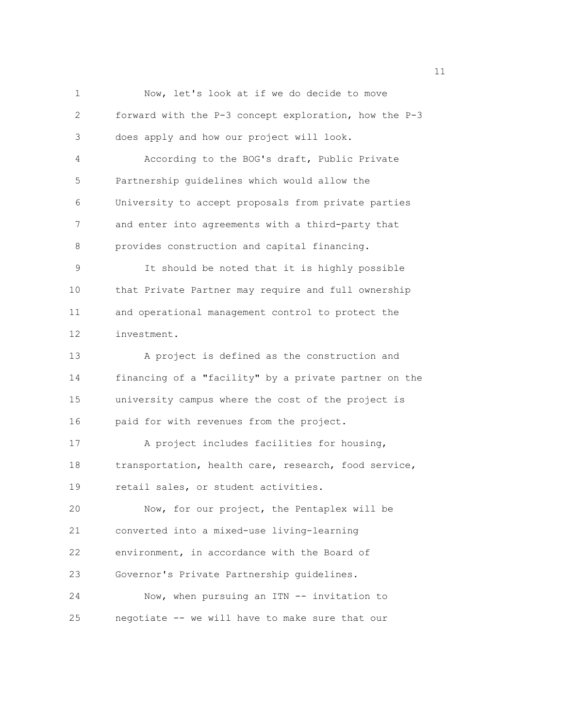Now, let's look at if we do decide to move forward with the P-3 concept exploration, how the P-3 does apply and how our project will look.

According to the BOG's draft, Public Private Partnership guidelines which would allow the University to accept proposals from private parties and enter into agreements with a third-party that provides construction and capital financing.

It should be noted that it is highly possible that Private Partner may require and full ownership and operational management control to protect the investment.

A project is defined as the construction and financing of a "facility" by a private partner on the university campus where the cost of the project is paid for with revenues from the project.

A project includes facilities for housing, transportation, health care, research, food service, retail sales, or student activities.

Now, for our project, the Pentaplex will be converted into a mixed-use living-learning environment, in accordance with the Board of Governor's Private Partnership guidelines.

Now, when pursuing an ITN -- invitation to negotiate -- we will have to make sure that our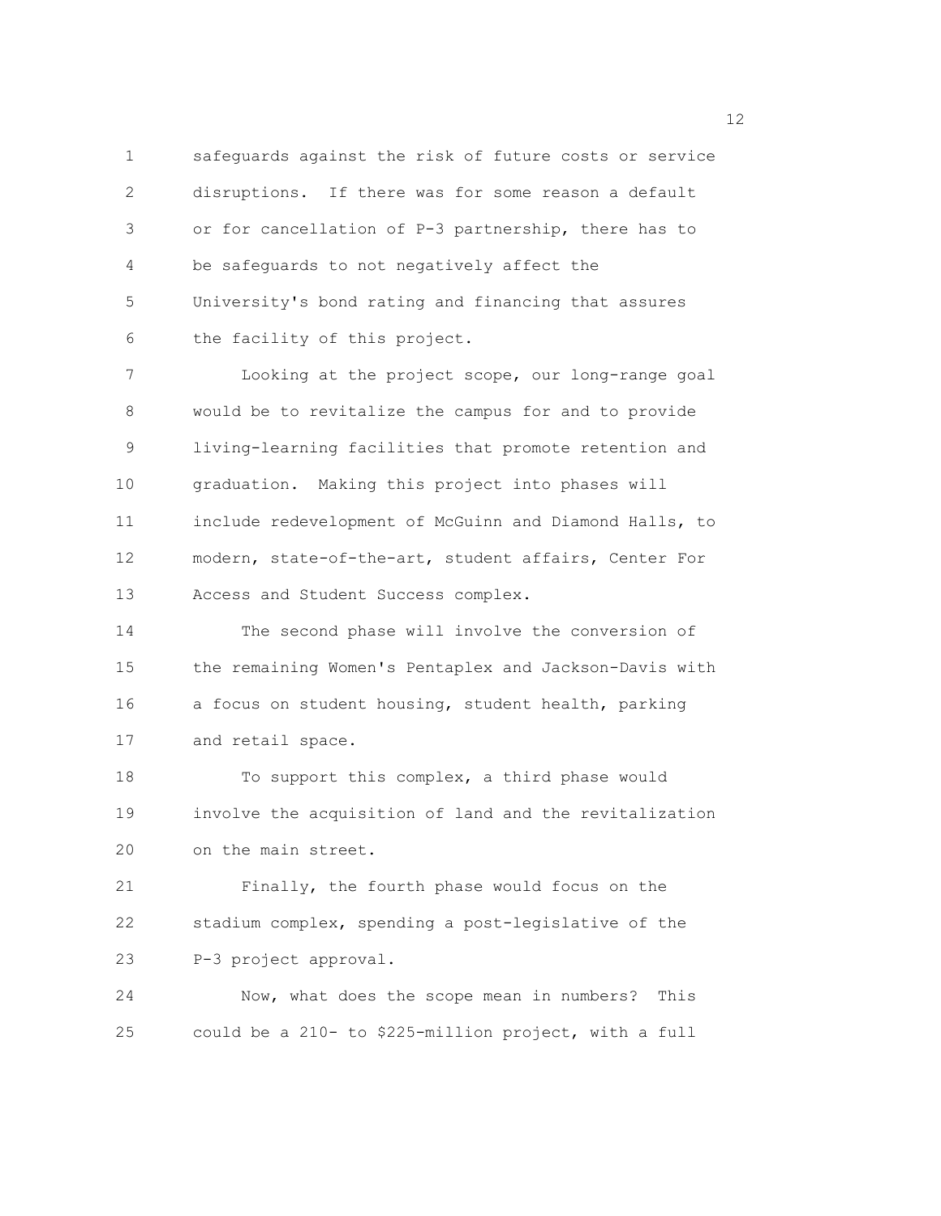safeguards against the risk of future costs or service disruptions. If there was for some reason a default or for cancellation of P-3 partnership, there has to be safeguards to not negatively affect the University's bond rating and financing that assures the facility of this project.

Looking at the project scope, our long-range goal would be to revitalize the campus for and to provide living-learning facilities that promote retention and graduation. Making this project into phases will include redevelopment of McGuinn and Diamond Halls, to modern, state-of-the-art, student affairs, Center For Access and Student Success complex.

The second phase will involve the conversion of the remaining Women's Pentaplex and Jackson-Davis with a focus on student housing, student health, parking and retail space.

To support this complex, a third phase would involve the acquisition of land and the revitalization on the main street.

Finally, the fourth phase would focus on the stadium complex, spending a post-legislative of the P-3 project approval.

Now, what does the scope mean in numbers? This could be a 210- to $225-million project, with a full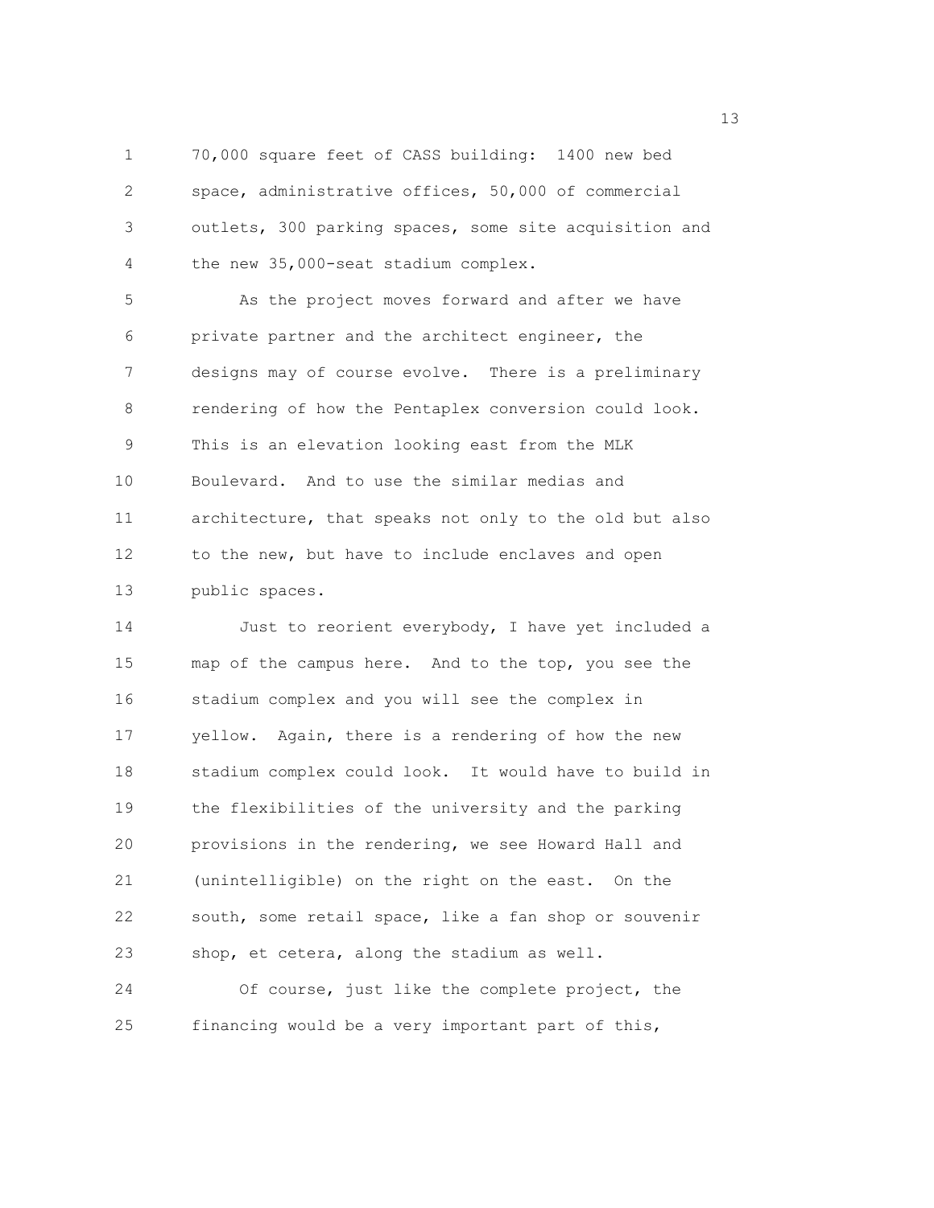70,000 square feet of CASS building: 1400 new bed space, administrative offices, 50,000 of commercial outlets, 300 parking spaces, some site acquisition and the new 35,000-seat stadium complex.

As the project moves forward and after we have private partner and the architect engineer, the designs may of course evolve. There is a preliminary rendering of how the Pentaplex conversion could look. This is an elevation looking east from the MLK Boulevard. And to use the similar medias and architecture, that speaks not only to the old but also to the new, but have to include enclaves and open public spaces.

Just to reorient everybody, I have yet included a map of the campus here. And to the top, you see the stadium complex and you will see the complex in yellow. Again, there is a rendering of how the new stadium complex could look. It would have to build in the flexibilities of the university and the parking provisions in the rendering, we see Howard Hall and (unintelligible) on the right on the east. On the south, some retail space, like a fan shop or souvenir shop, et cetera, along the stadium as well.

Of course, just like the complete project, the financing would be a very important part of this,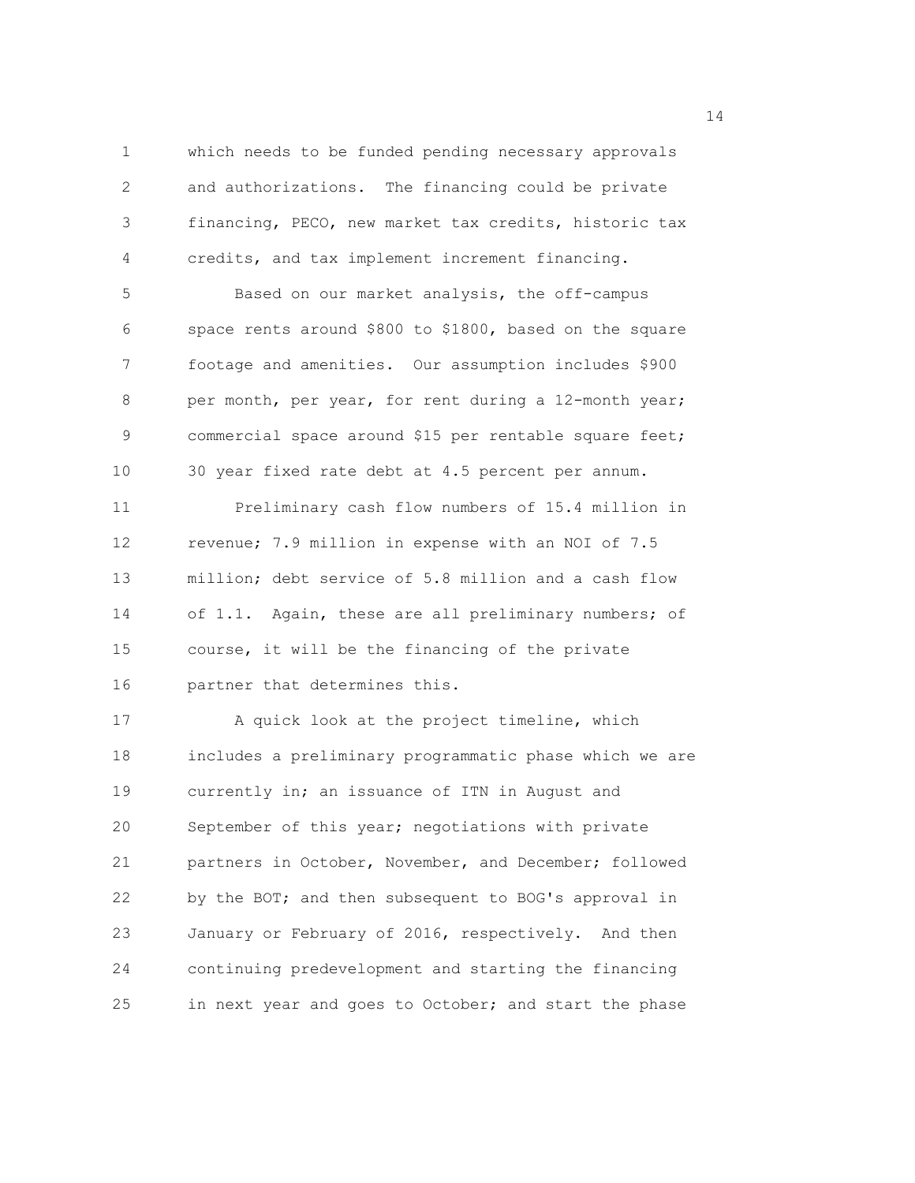which needs to be funded pending necessary approvals and authorizations. The financing could be private financing, PECO, new market tax credits, historic tax credits, and tax implement increment financing.

Based on our market analysis, the off-campus space rents around $800 to $1800, based on the square footage and amenities. Our assumption includes $900 per month, per year, for rent during a 12-month year; commercial space around $15 per rentable square feet; 30 year fixed rate debt at 4.5 percent per annum.

Preliminary cash flow numbers of 15.4 million in revenue; 7.9 million in expense with an NOI of 7.5 million; debt service of 5.8 million and a cash flow of 1.1. Again, these are all preliminary numbers; of course, it will be the financing of the private partner that determines this.

A quick look at the project timeline, which includes a preliminary programmatic phase which we are currently in; an issuance of ITN in August and September of this year; negotiations with private partners in October, November, and December; followed by the BOT; and then subsequent to BOG's approval in January or February of 2016, respectively. And then continuing predevelopment and starting the financing in next year and goes to October; and start the phase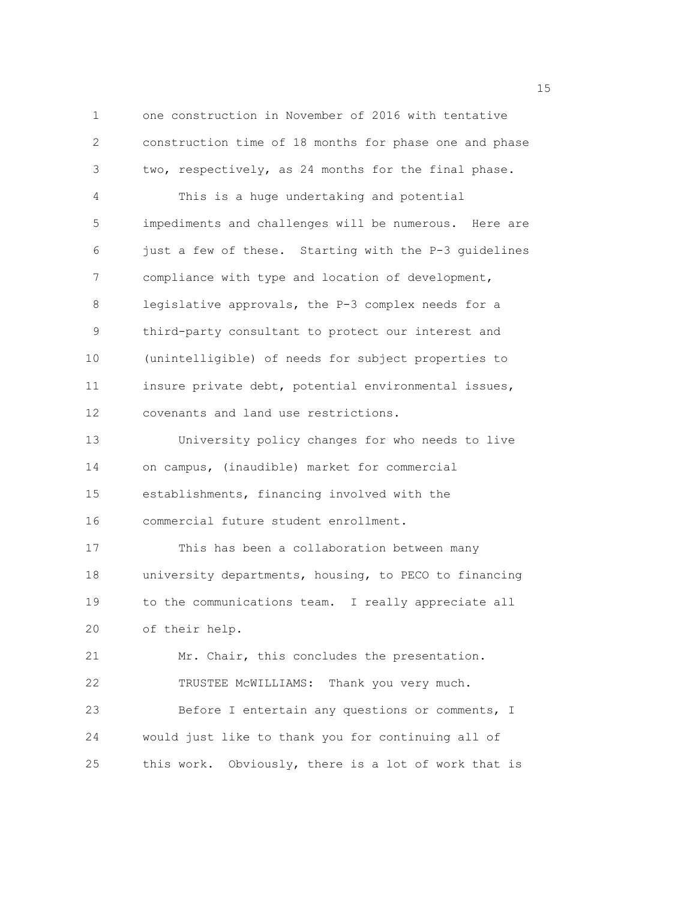one construction in November of 2016 with tentative construction time of 18 months for phase one and phase two, respectively, as 24 months for the final phase.

This is a huge undertaking and potential impediments and challenges will be numerous. Here are just a few of these. Starting with the P-3 guidelines compliance with type and location of development, legislative approvals, the P-3 complex needs for a third-party consultant to protect our interest and (unintelligible) of needs for subject properties to insure private debt, potential environmental issues, covenants and land use restrictions.

University policy changes for who needs to live on campus, (inaudible) market for commercial establishments, financing involved with the commercial future student enrollment.

This has been a collaboration between many university departments, housing, to PECO to financing to the communications team. I really appreciate all of their help.

Mr. Chair, this concludes the presentation.

TRUSTEE McWILLIAMS: Thank you very much.

Before I entertain any questions or comments, I would just like to thank you for continuing all of this work. Obviously, there is a lot of work that is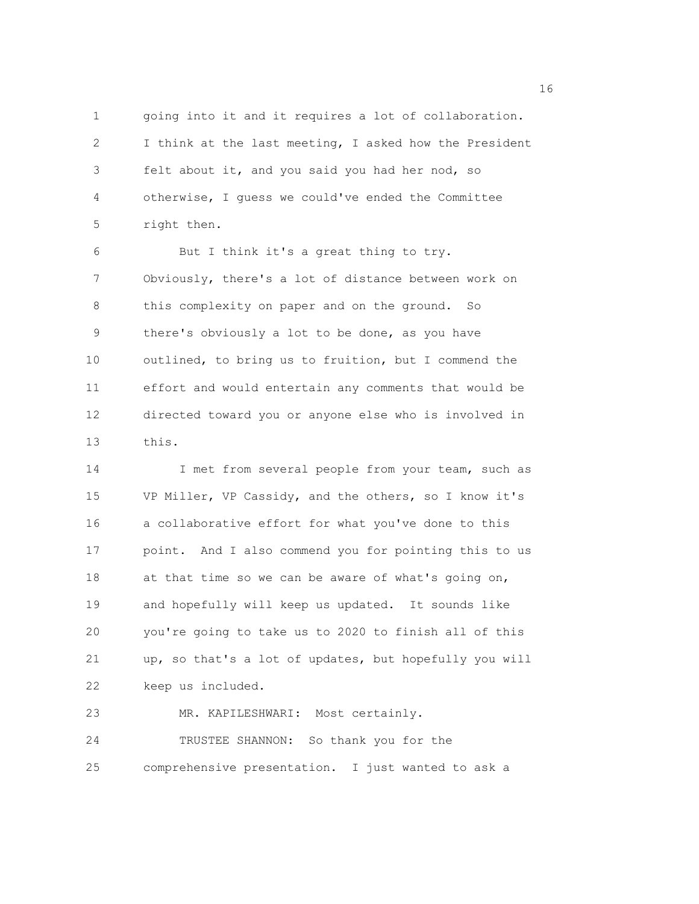going into it and it requires a lot of collaboration. I think at the last meeting, I asked how the President felt about it, and you said you had her nod, so otherwise, I guess we could've ended the Committee right then.

But I think it's a great thing to try. Obviously, there's a lot of distance between work on this complexity on paper and on the ground. So there's obviously a lot to be done, as you have outlined, to bring us to fruition, but I commend the effort and would entertain any comments that would be directed toward you or anyone else who is involved in this.

I met from several people from your team, such as VP Miller, VP Cassidy, and the others, so I know it's a collaborative effort for what you've done to this point. And I also commend you for pointing this to us at that time so we can be aware of what's going on, and hopefully will keep us updated. It sounds like you're going to take us to 2020 to finish all of this up, so that's a lot of updates, but hopefully you will keep us included.

MR. KAPILESHWARI: Most certainly.

TRUSTEE SHANNON: So thank you for the comprehensive presentation. I just wanted to ask a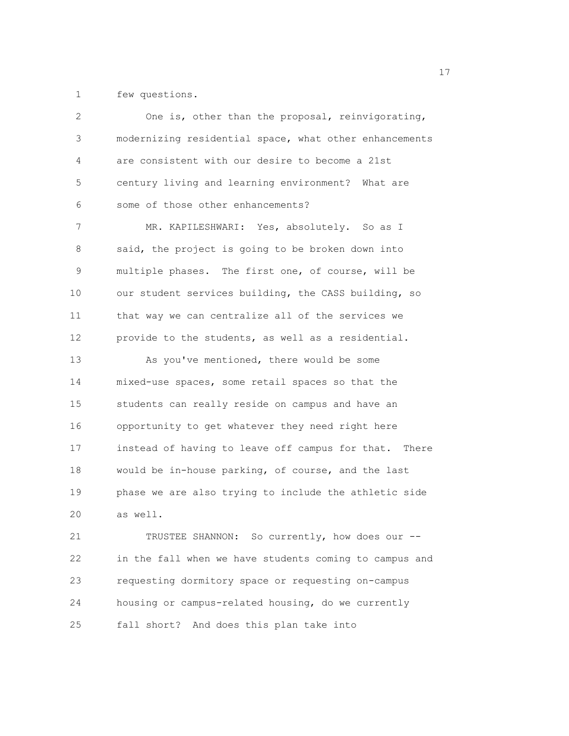few questions.

One is, other than the proposal, reinvigorating, modernizing residential space, what other enhancements are consistent with our desire to become a 21st century living and learning environment? What are some of those other enhancements?

MR. KAPILESHWARI: Yes, absolutely. So as I said, the project is going to be broken down into multiple phases. The first one, of course, will be our student services building, the CASS building, so that way we can centralize all of the services we provide to the students, as well as a residential.

As you've mentioned, there would be some mixed-use spaces, some retail spaces so that the students can really reside on campus and have an opportunity to get whatever they need right here instead of having to leave off campus for that. There would be in-house parking, of course, and the last phase we are also trying to include the athletic side as well.

TRUSTEE SHANNON: So currently, how does our -- in the fall when we have students coming to campus and requesting dormitory space or requesting on-campus housing or campus-related housing, do we currently fall short? And does this plan take into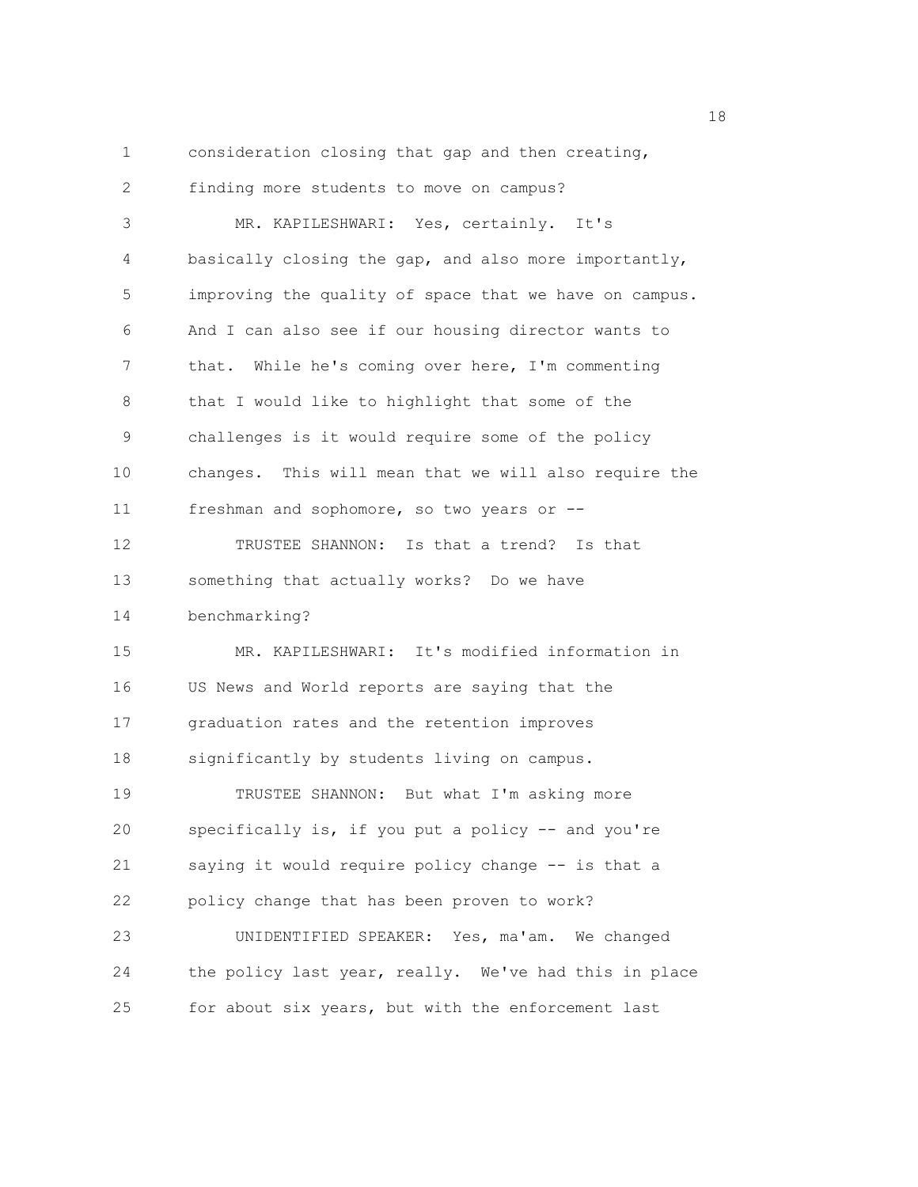consideration closing that gap and then creating, finding more students to move on campus?

MR. KAPILESHWARI: Yes, certainly. It's basically closing the gap, and also more importantly, improving the quality of space that we have on campus. And I can also see if our housing director wants to that. While he's coming over here, I'm commenting that I would like to highlight that some of the challenges is it would require some of the policy changes. This will mean that we will also require the freshman and sophomore, so two years or --

TRUSTEE SHANNON: Is that a trend? Is that something that actually works? Do we have benchmarking?

MR. KAPILESHWARI: It's modified information in US News and World reports are saying that the graduation rates and the retention improves significantly by students living on campus.

TRUSTEE SHANNON: But what I'm asking more specifically is, if you put a policy -- and you're saying it would require policy change -- is that a policy change that has been proven to work?

UNIDENTIFIED SPEAKER: Yes, ma'am. We changed the policy last year, really. We've had this in place for about six years, but with the enforcement last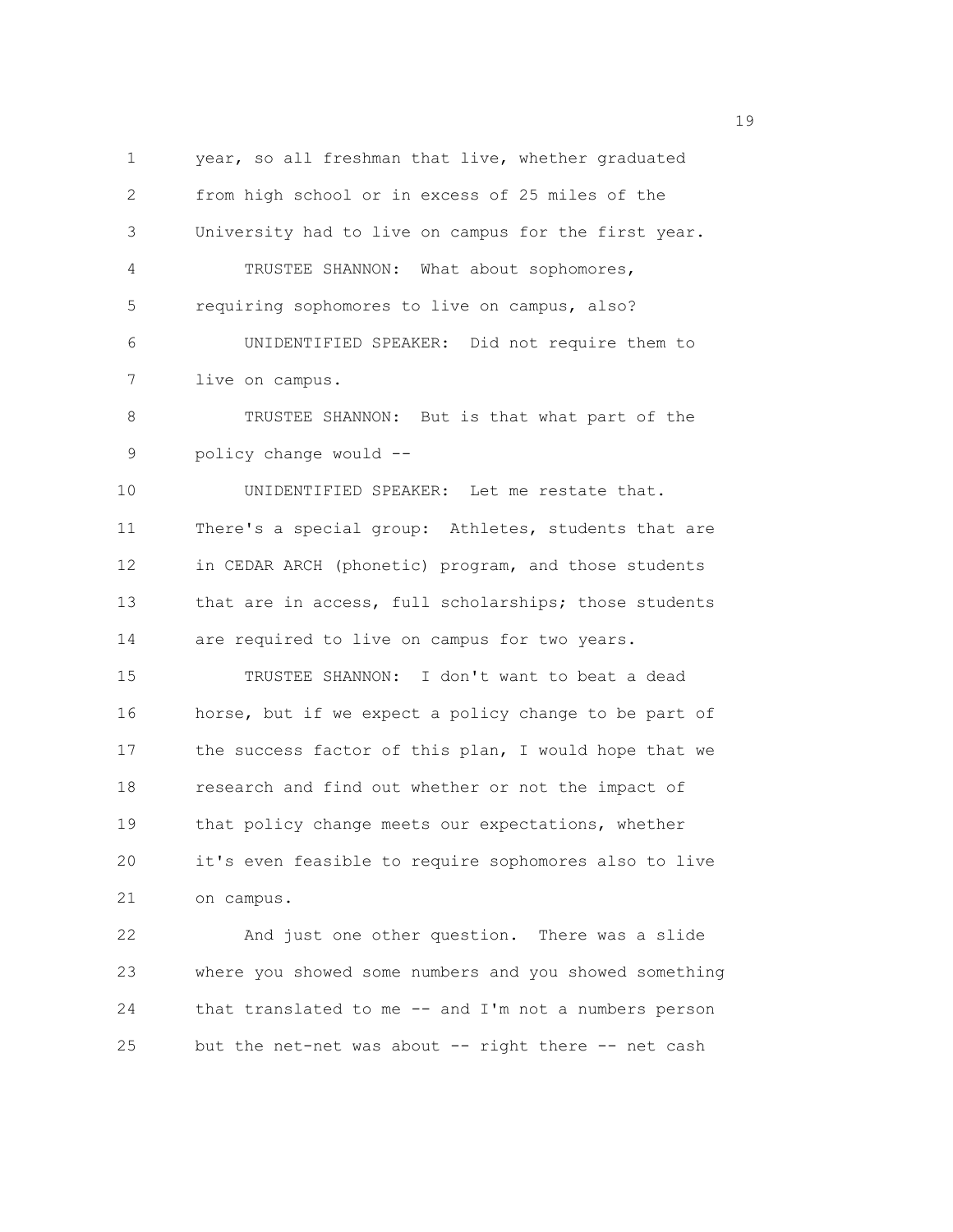year, so all freshman that live, whether graduated from high school or in excess of 25 miles of the University had to live on campus for the first year.

TRUSTEE SHANNON: What about sophomores, requiring sophomores to live on campus, also?

UNIDENTIFIED SPEAKER: Did not require them to live on campus.

TRUSTEE SHANNON: But is that what part of the policy change would --

UNIDENTIFIED SPEAKER: Let me restate that. There's a special group: Athletes, students that are in CEDAR ARCH (phonetic) program, and those students that are in access, full scholarships; those students are required to live on campus for two years.

TRUSTEE SHANNON: I don't want to beat a dead horse, but if we expect a policy change to be part of the success factor of this plan, I would hope that we research and find out whether or not the impact of that policy change meets our expectations, whether it's even feasible to require sophomores also to live on campus.

And just one other question. There was a slide where you showed some numbers and you showed something that translated to me -- and I'm not a numbers person but the net-net was about -- right there -- net cash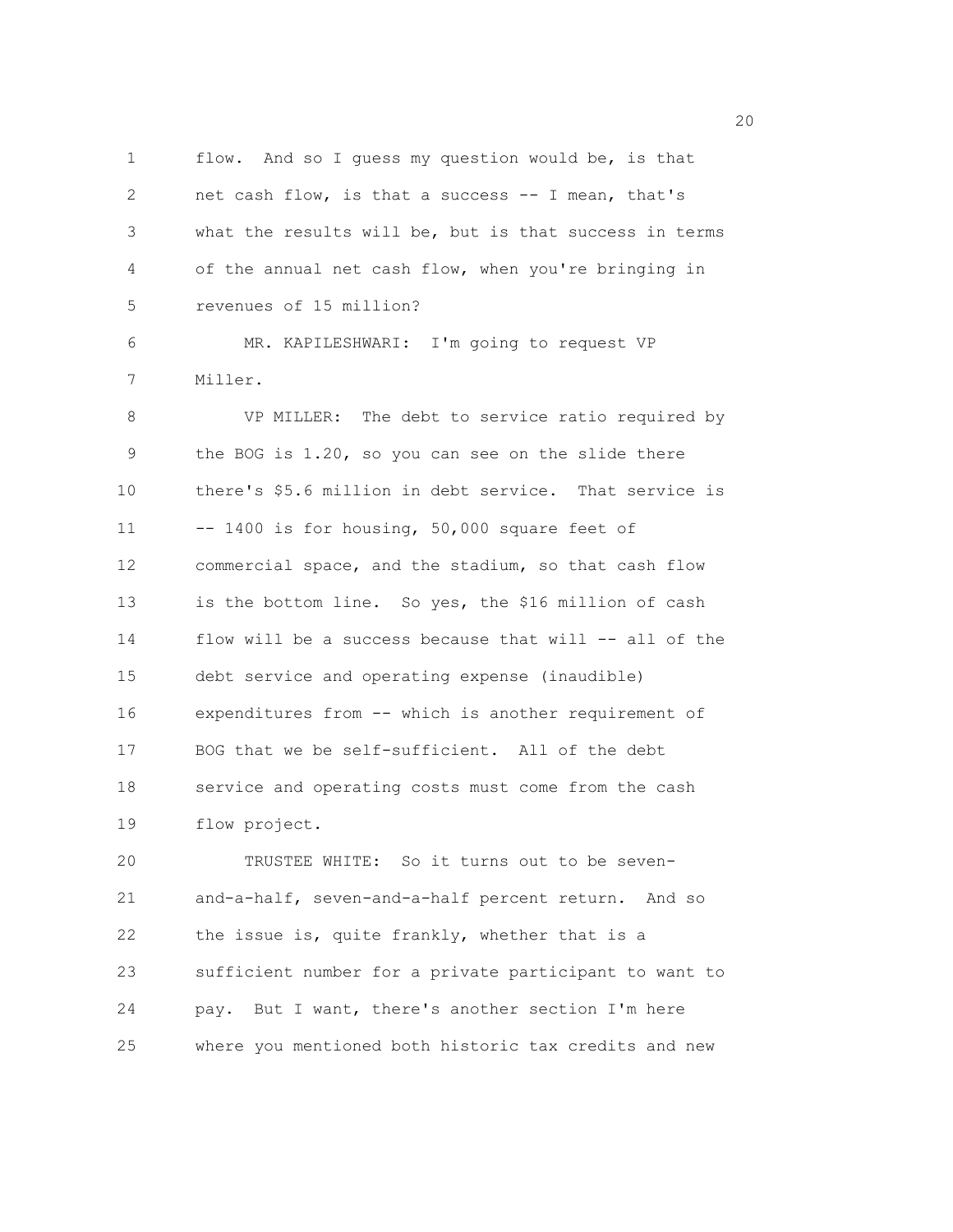flow. And so I guess my question would be, is that net cash flow, is that a success -- I mean, that's what the results will be, but is that success in terms of the annual net cash flow, when you're bringing in revenues of 15 million?

MR. KAPILESHWARI: I'm going to request VP Miller.

VP MILLER: The debt to service ratio required by the BOG is 1.20, so you can see on the slide there there's $5.6 million in debt service. That service is -- 1400 is for housing, 50,000 square feet of commercial space, and the stadium, so that cash flow is the bottom line. So yes, the $16 million of cash flow will be a success because that will -- all of the debt service and operating expense (inaudible) expenditures from -- which is another requirement of BOG that we be self-sufficient. All of the debt service and operating costs must come from the cash flow project.

TRUSTEE WHITE: So it turns out to be seven-and-a-half, seven-and-a-half percent return. And so the issue is, quite frankly, whether that is a sufficient number for a private participant to want to pay. But I want, there's another section I'm here where you mentioned both historic tax credits and new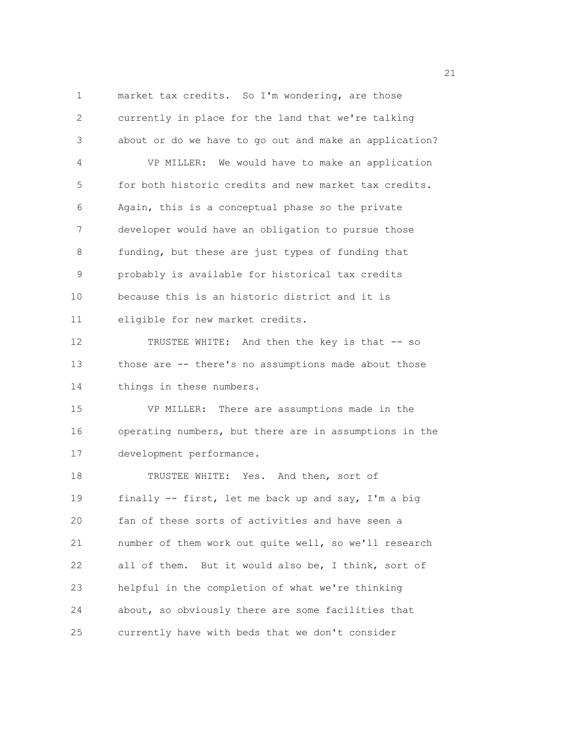market tax credits. So I'm wondering, are those currently in place for the land that we're talking about or do we have to go out and make an application?

VP MILLER: We would have to make an application for both historic credits and new market tax credits. Again, this is a conceptual phase so the private developer would have an obligation to pursue those funding, but these are just types of funding that probably is available for historical tax credits because this is an historic district and it is eligible for new market credits.

TRUSTEE WHITE: And then the key is that -- so those are -- there's no assumptions made about those things in these numbers.

VP MILLER: There are assumptions made in the operating numbers, but there are in assumptions in the development performance.

TRUSTEE WHITE: Yes. And then, sort of finally -- first, let me back up and say, I'm a big fan of these sorts of activities and have seen a number of them work out quite well, so we'll research all of them. But it would also be, I think, sort of helpful in the completion of what we're thinking about, so obviously there are some facilities that currently have with beds that we don't consider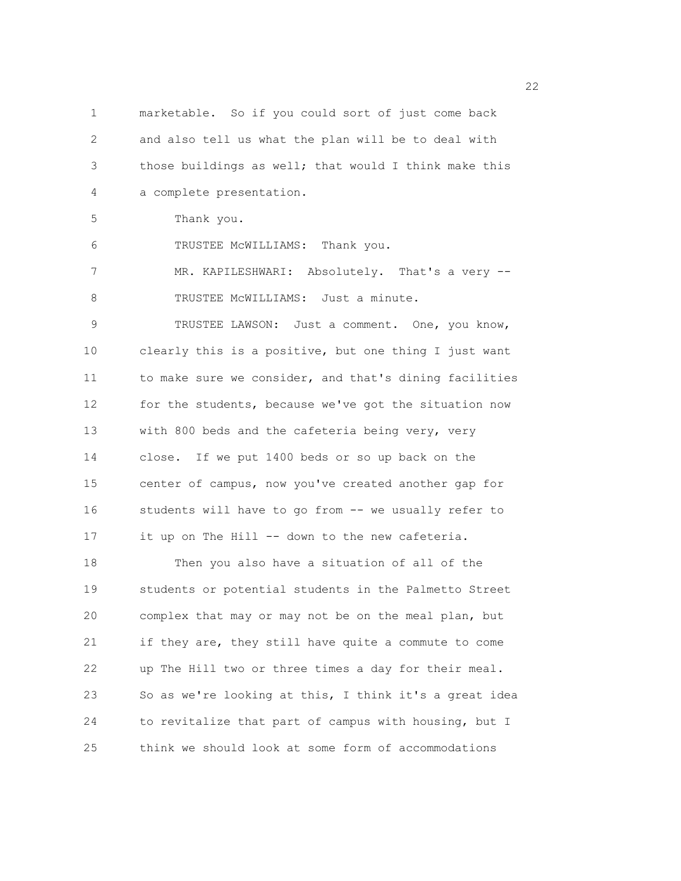marketable. So if you could sort of just come back and also tell us what the plan will be to deal with those buildings as well; that would I think make this a complete presentation.

Thank you.

TRUSTEE McWILLIAMS: Thank you.

MR. KAPILESHWARI: Absolutely. That's a very --

TRUSTEE McWILLIAMS: Just a minute.

TRUSTEE LAWSON: Just a comment. One, you know, clearly this is a positive, but one thing I just want to make sure we consider, and that's dining facilities for the students, because we've got the situation now with 800 beds and the cafeteria being very, very close. If we put 1400 beds or so up back on the center of campus, now you've created another gap for students will have to go from -- we usually refer to it up on The Hill -- down to the new cafeteria.

Then you also have a situation of all of the students or potential students in the Palmetto Street complex that may or may not be on the meal plan, but if they are, they still have quite a commute to come up The Hill two or three times a day for their meal. So as we're looking at this, I think it's a great idea to revitalize that part of campus with housing, but I think we should look at some form of accommodations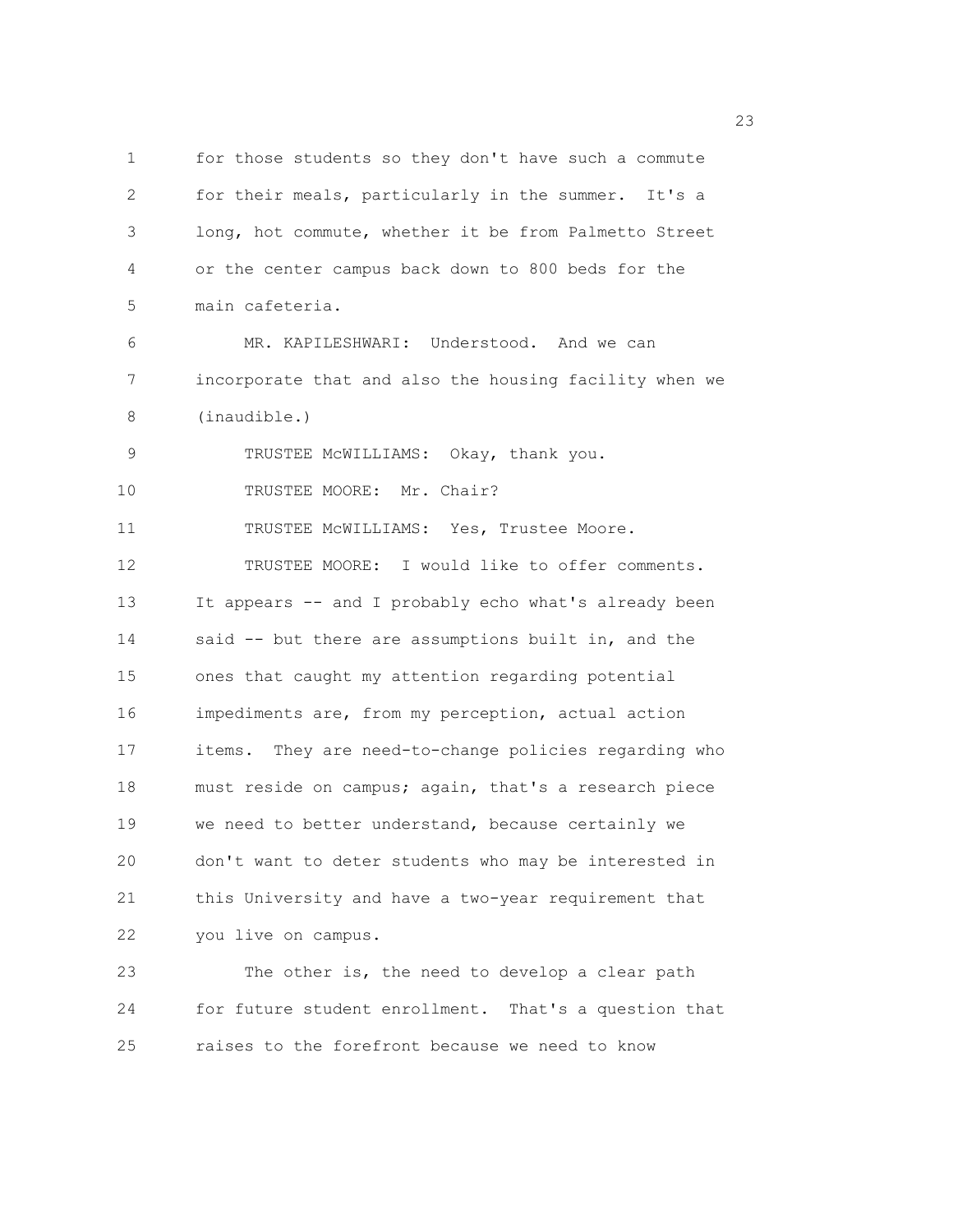for those students so they don't have such a commute for their meals, particularly in the summer. It's a long, hot commute, whether it be from Palmetto Street or the center campus back down to 800 beds for the main cafeteria.

MR. KAPILESHWARI: Understood. And we can incorporate that and also the housing facility when we (inaudible.)

TRUSTEE McWILLIAMS: Okay, thank you.

TRUSTEE MOORE: Mr. Chair?

TRUSTEE McWILLIAMS: Yes, Trustee Moore.

TRUSTEE MOORE: I would like to offer comments. It appears -- and I probably echo what's already been said -- but there are assumptions built in, and the ones that caught my attention regarding potential impediments are, from my perception, actual action items. They are need-to-change policies regarding who must reside on campus; again, that's a research piece we need to better understand, because certainly we don't want to deter students who may be interested in this University and have a two-year requirement that you live on campus.

The other is, the need to develop a clear path for future student enrollment. That's a question that raises to the forefront because we need to know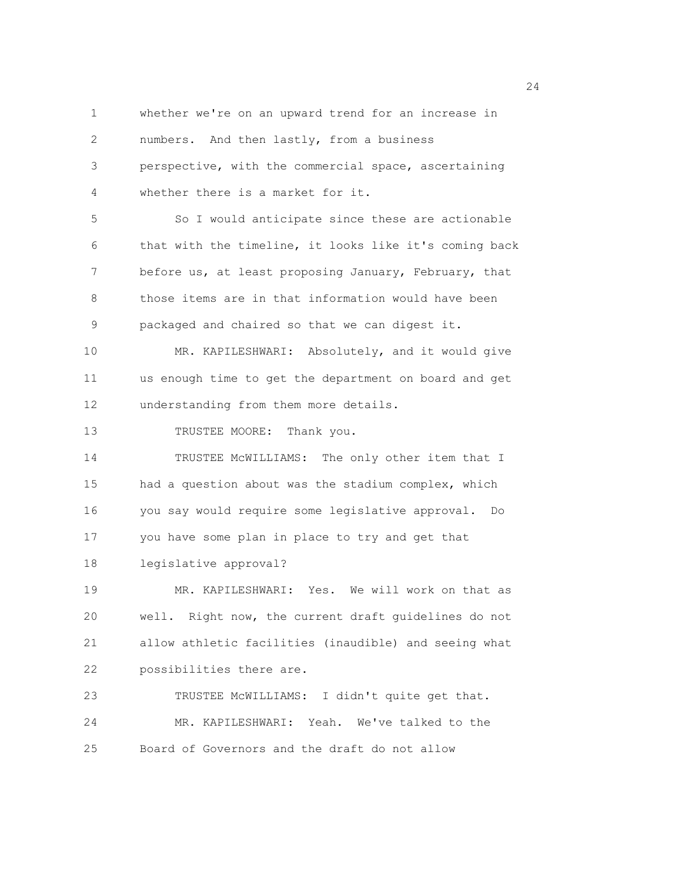whether we're on an upward trend for an increase in numbers. And then lastly, from a business perspective, with the commercial space, ascertaining whether there is a market for it.

So I would anticipate since these are actionable that with the timeline, it looks like it's coming back before us, at least proposing January, February, that those items are in that information would have been packaged and chaired so that we can digest it.

MR. KAPILESHWARI: Absolutely, and it would give us enough time to get the department on board and get understanding from them more details.

TRUSTEE MOORE: Thank you.

TRUSTEE McWILLIAMS: The only other item that I had a question about was the stadium complex, which you say would require some legislative approval. Do you have some plan in place to try and get that legislative approval?

MR. KAPILESHWARI: Yes. We will work on that as well. Right now, the current draft guidelines do not allow athletic facilities (inaudible) and seeing what possibilities there are.

TRUSTEE McWILLIAMS: I didn't quite get that.

MR. KAPILESHWARI: Yeah. We've talked to the Board of Governors and the draft do not allow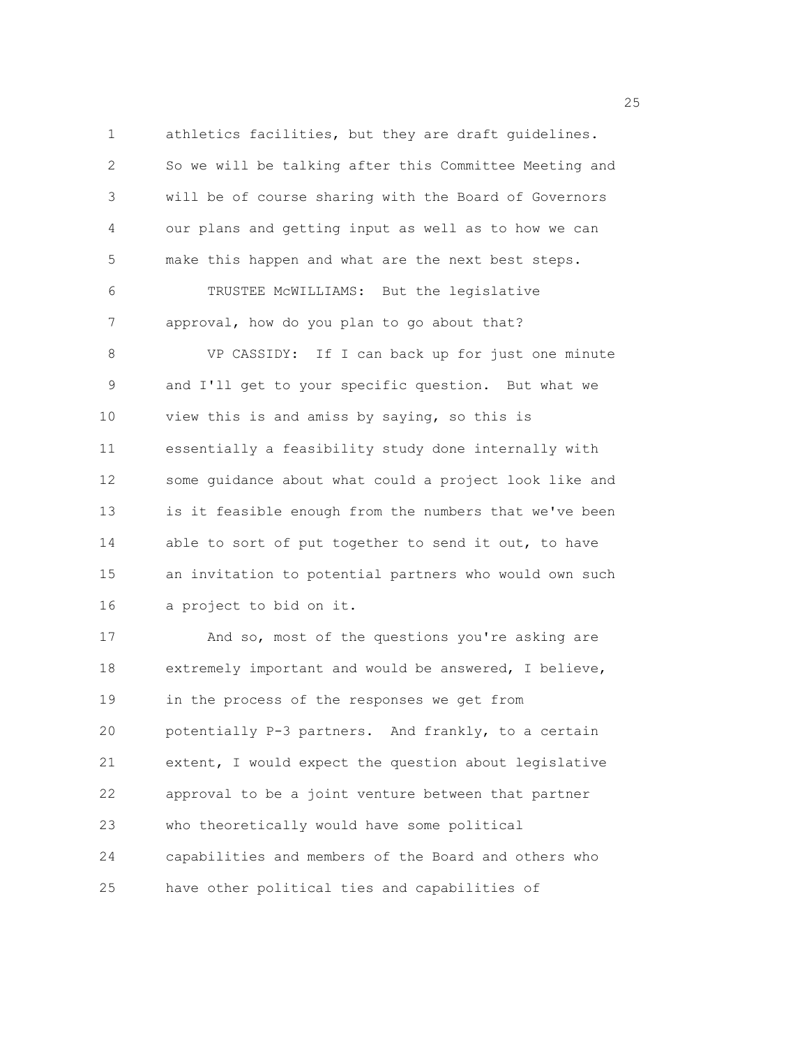athletics facilities, but they are draft guidelines. So we will be talking after this Committee Meeting and will be of course sharing with the Board of Governors our plans and getting input as well as to how we can make this happen and what are the next best steps.

TRUSTEE McWILLIAMS: But the legislative approval, how do you plan to go about that?

VP CASSIDY: If I can back up for just one minute and I'll get to your specific question. But what we view this is and amiss by saying, so this is essentially a feasibility study done internally with some guidance about what could a project look like and is it feasible enough from the numbers that we've been able to sort of put together to send it out, to have an invitation to potential partners who would own such a project to bid on it.

And so, most of the questions you're asking are extremely important and would be answered, I believe, in the process of the responses we get from potentially P-3 partners. And frankly, to a certain extent, I would expect the question about legislative approval to be a joint venture between that partner who theoretically would have some political capabilities and members of the Board and others who have other political ties and capabilities of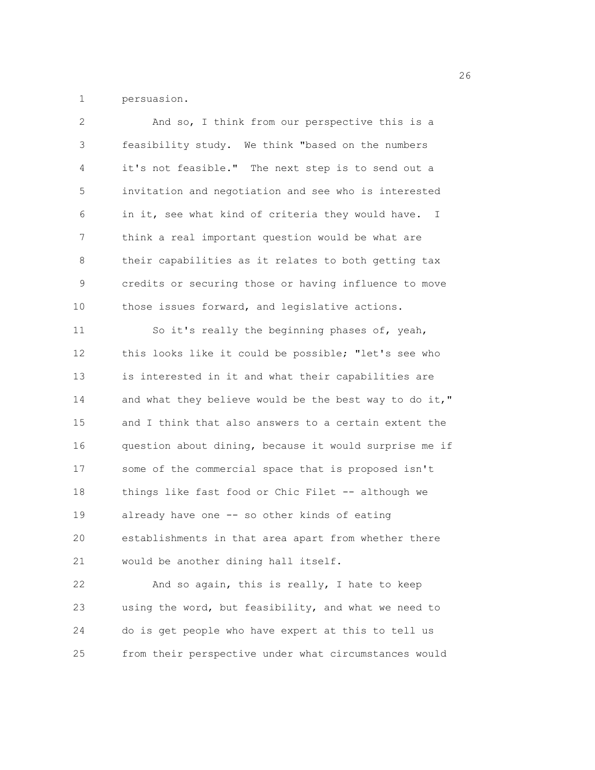persuasion.

And so, I think from our perspective this is a feasibility study. We think "based on the numbers it's not feasible." The next step is to send out a invitation and negotiation and see who is interested in it, see what kind of criteria they would have. I think a real important question would be what are their capabilities as it relates to both getting tax credits or securing those or having influence to move those issues forward, and legislative actions.

So it's really the beginning phases of, yeah, this looks like it could be possible; "let's see who is interested in it and what their capabilities are and what they believe would be the best way to do it," and I think that also answers to a certain extent the question about dining, because it would surprise me if some of the commercial space that is proposed isn't things like fast food or Chic Filet -- although we already have one -- so other kinds of eating establishments in that area apart from whether there would be another dining hall itself.

And so again, this is really, I hate to keep using the word, but feasibility, and what we need to do is get people who have expert at this to tell us from their perspective under what circumstances would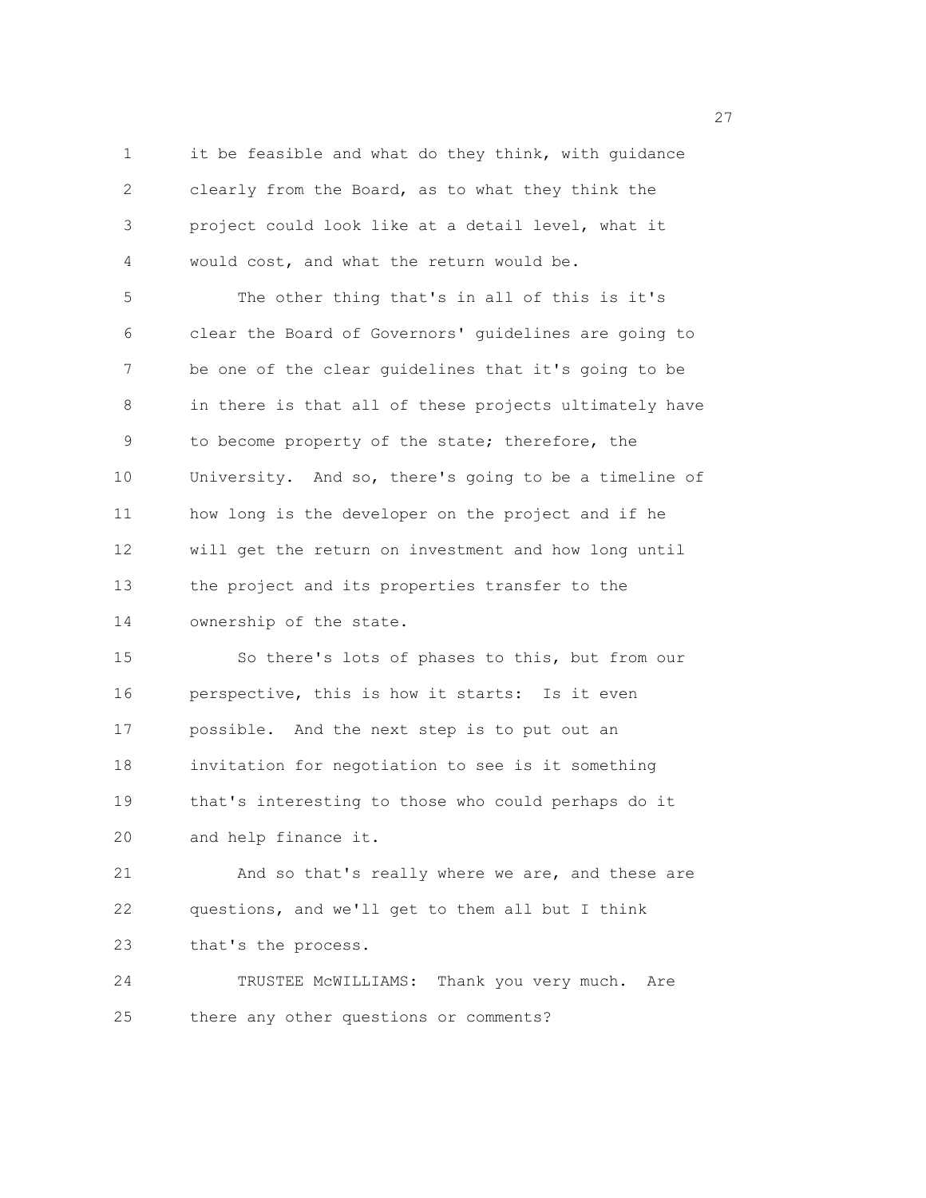it be feasible and what do they think, with guidance clearly from the Board, as to what they think the project could look like at a detail level, what it would cost, and what the return would be.

The other thing that's in all of this is it's clear the Board of Governors' guidelines are going to be one of the clear guidelines that it's going to be in there is that all of these projects ultimately have to become property of the state; therefore, the University. And so, there's going to be a timeline of how long is the developer on the project and if he will get the return on investment and how long until the project and its properties transfer to the ownership of the state.

So there's lots of phases to this, but from our perspective, this is how it starts: Is it even possible. And the next step is to put out an invitation for negotiation to see is it something that's interesting to those who could perhaps do it and help finance it.

And so that's really where we are, and these are questions, and we'll get to them all but I think that's the process.

TRUSTEE McWILLIAMS: Thank you very much. Are there any other questions or comments?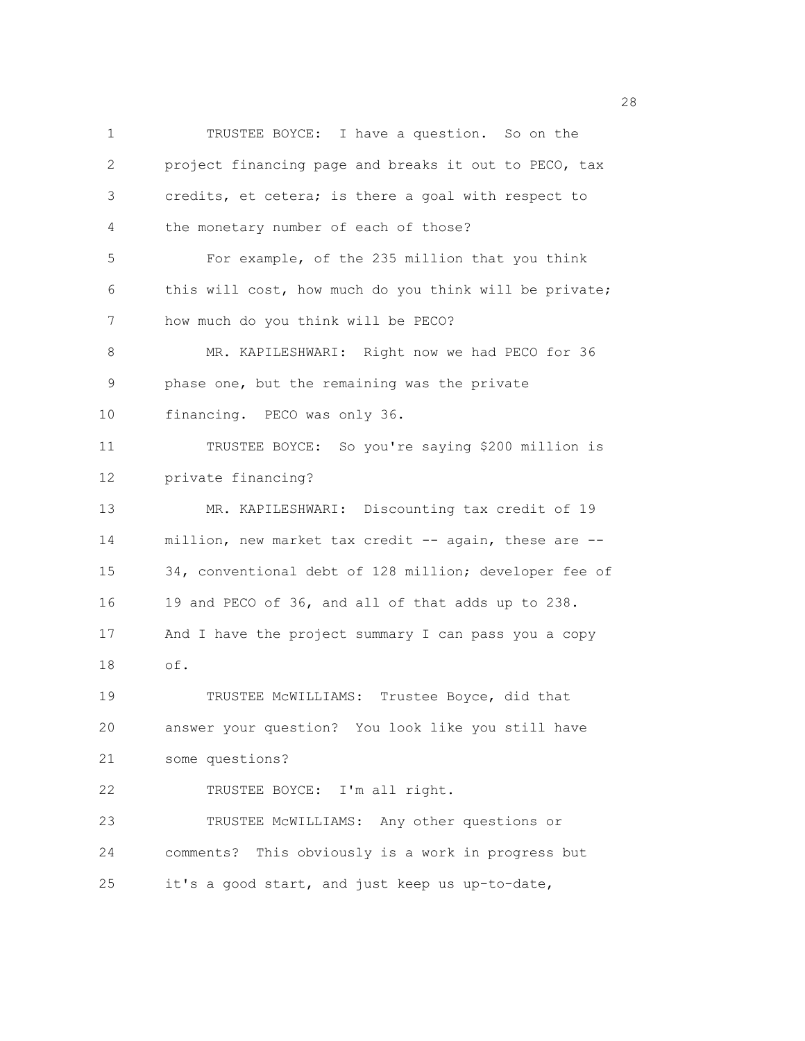TRUSTEE BOYCE: I have a question. So on the project financing page and breaks it out to PECO, tax credits, et cetera; is there a goal with respect to the monetary number of each of those?

For example, of the 235 million that you think this will cost, how much do you think will be private; how much do you think will be PECO?

MR. KAPILESHWARI: Right now we had PECO for 36 phase one, but the remaining was the private financing. PECO was only 36.

TRUSTEE BOYCE: So you're saying $200 million is private financing?

MR. KAPILESHWARI: Discounting tax credit of 19 million, new market tax credit -- again, these are -- 34, conventional debt of 128 million; developer fee of 19 and PECO of 36, and all of that adds up to 238. And I have the project summary I can pass you a copy of.

TRUSTEE McWILLIAMS: Trustee Boyce, did that answer your question? You look like you still have some questions?

TRUSTEE BOYCE: I'm all right.

TRUSTEE McWILLIAMS: Any other questions or comments? This obviously is a work in progress but it's a good start, and just keep us up-to-date,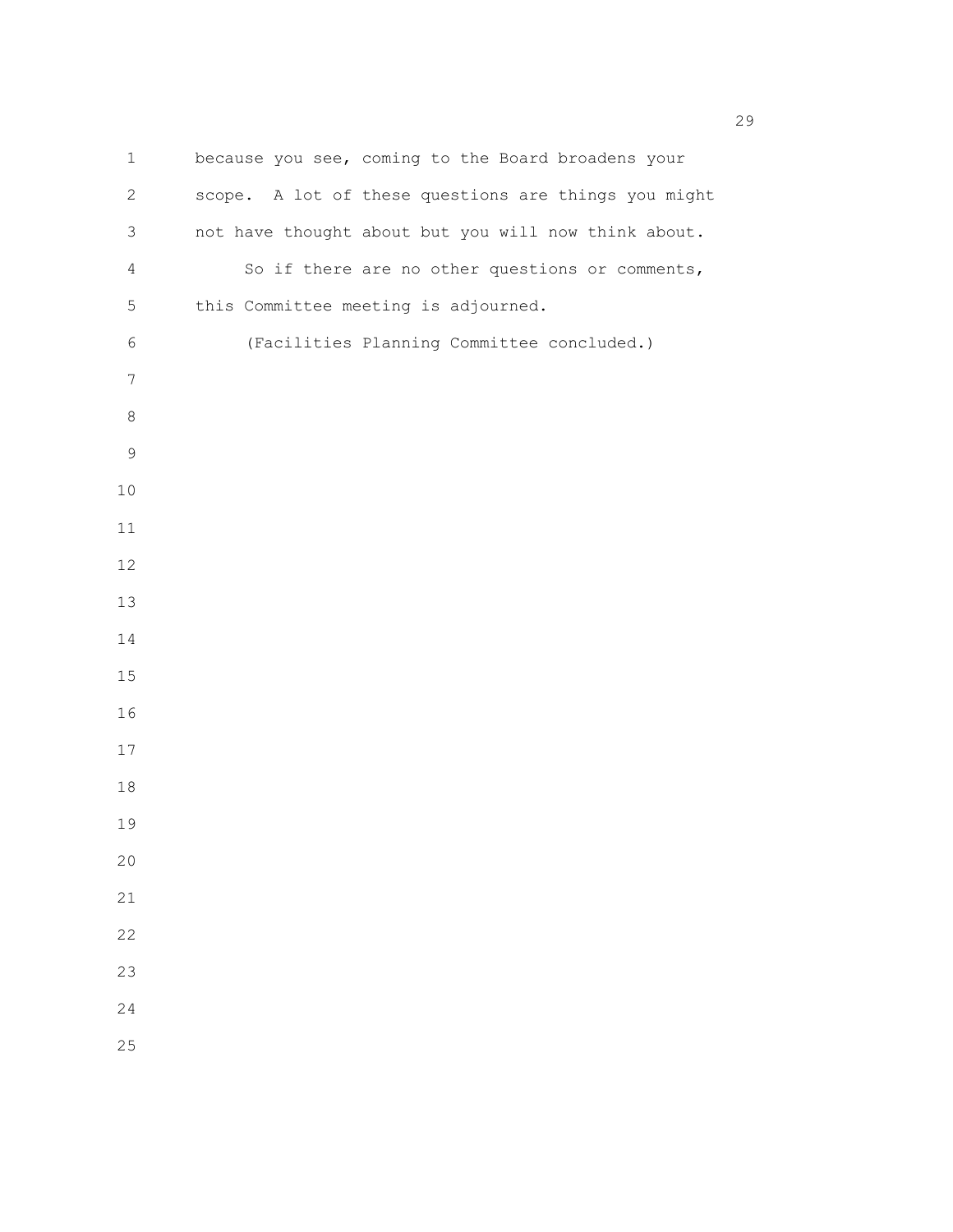because you see, coming to the Board broadens your scope. A lot of these questions are things you might not have thought about but you will now think about.

So if there are no other questions or comments, this Committee meeting is adjourned.

(Facilities Planning Committee concluded.)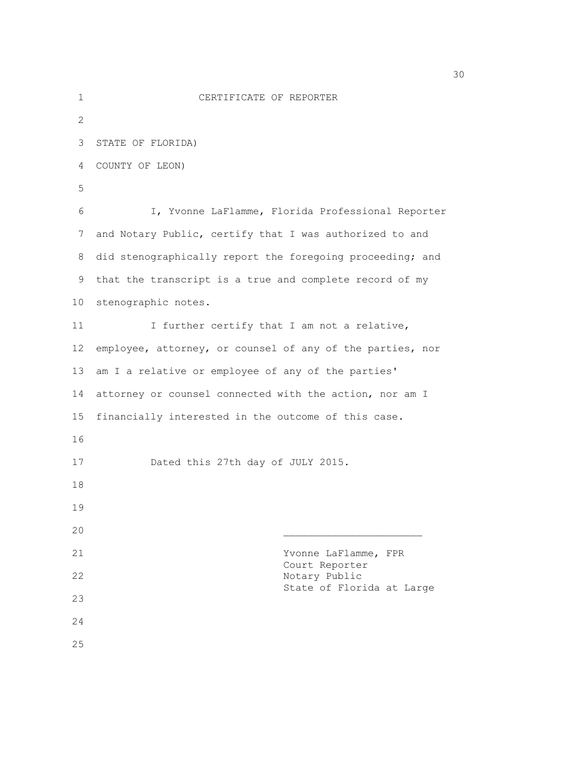# CERTIFICATE OF REPORTER

STATE OF FLORIDA)

COUNTY OF LEON)

I, Yvonne LaFlamme, Florida Professional Reporter and Notary Public, certify that I was authorized to and did stenographically report the foregoing proceeding; and that the transcript is a true and complete record of my stenographic notes.

I further certify that I am not a relative, employee, attorney, or counsel of any of the parties, nor am I a relative or employee of any of the parties' attorney or counsel connected with the action, nor am I financially interested in the outcome of this case.

Dated this 27th day of JULY 2015.

______________________

Yvonne LaFlamme, FPR
Court Reporter
Notary Public
State of Florida at Large